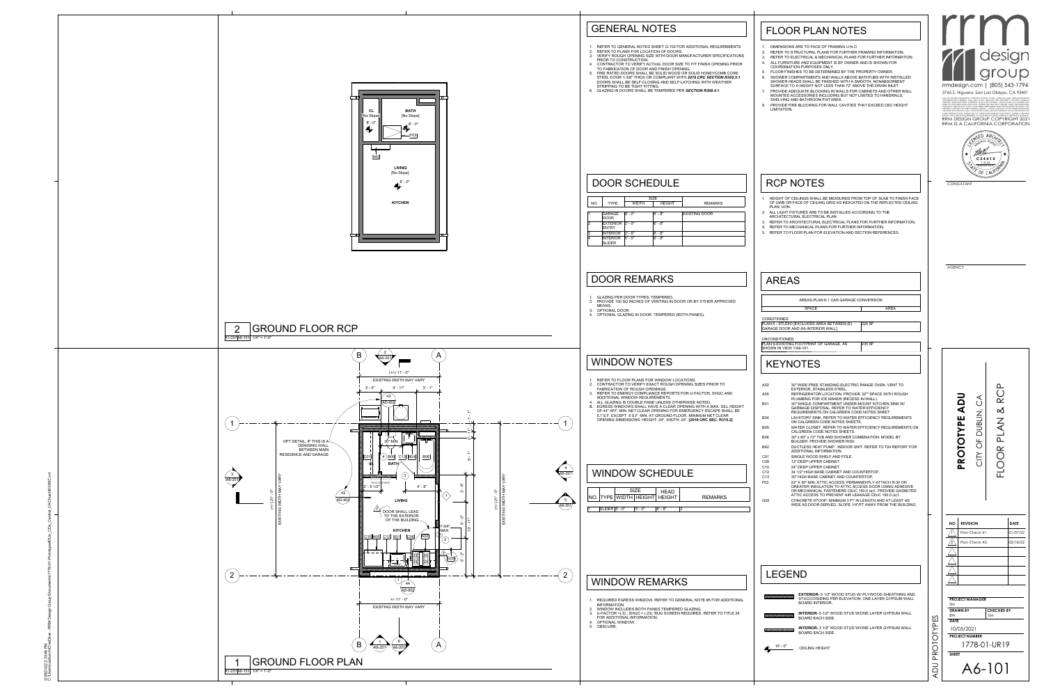## 2 GROUND FLOOR RCP

A1-201 | A5-101 1/4" = 1'-0"

CL [No Slope] 8' - 0"

BATH [No Slope] 8' - 0"

F03

B42

LIVING [No Slope] 8' - 0"

KITCHEN

## 1 GROUND FLOOR PLAN

A1-201 | A5-101 1/4" = 1'-0"

## GENERAL NOTES

1. REFER TO GENERAL NOTES SHEET G-102 FOR ADDITIONAL REQUIREMENTS
2. REFER TO PLANS FOR LOCATION OF DOORS.
3. VERIFY ROUGH OPENING SIZE WITH DOOR MANUFACTURER SPECIFICATIONS PRIOR TO CONSTRUCTION.
4. CONTRACTOR TO VERIFY ACTUAL DOOR SIZE TO FIT FINISH OPENING PRIOR TO FABRICATION OF DOOR AND FINISH OPENING.
5. FIRE RATED DOORS SHALL BE SOLID WOOD OR SOLID HONEYCOMB CORE STEEL DOOR 1-3/8" THICK OR COMPLIANT WITH **2019 CRC SECTION R302.5.1**. DOORS SHALL BE SELF-CLOSING AND SELF-LATCHING WITH WEATHER STRIPPING TO BE TIGHT FITTING.
6. GLAZING IN DOORS SHALL BE TEMPERED PER **SECTION R308.4.1**.

## DOOR SCHEDULE

| NO. | TYPE | SIZE WIDTH | SIZE HEIGHT | REMARKS |
|---|---|---|---|---|
| 1 | GARAGE DOOR | 8' - 0" | 8' - 8" | EXISTING DOOR |
| 2 | EXTERIOR ENTRY | 3' - 0" | 6' - 8" | |
| 3 | INTERIOR | 2' - 6" | 6' - 8" | |
| 4 | INTERIOR SLIDER | 5' - 0" | 6' - 8" | |

## DOOR REMARKS

1. GLAZING PER DOOR TYPES. TEMPERED.
2. PROVIDE 100 SQ INCHES OF VENTING IN DOOR OR BY OTHER APPROVED MEANS.
3. OPTIONAL DOOR.
4. OPTIONAL GLAZING IN DOOR. TEMPERED (BOTH PANES).

## WINDOW NOTES

1. REFER TO FLOOR PLANS FOR WINDOW LOCATIONS.
2. CONTRACTOR TO VERIFY EXACT ROUGH OPENING SIZES PRIOR TO FABRICATION OF ROUGH OPENINGS.
3. REFER TO ENERGY COMPLIANCE REPORTS FOR U-FACTOR, SHGC AND ADDITIONAL WINDOW REQUIREMENTS.
4. ALL GLAZING IS DOUBLE PANE UNLESS OTHERWISE NOTED.
5. EGRESS WINDOWS SHALL HAVE A CLEAR OPENING WITH A MAX. SILL HEIGHT OF 44" AFF, MIN. NET CLEAR OPENING FOR EMERGENCY ESCAPE SHALL BE 5.7 S.F. EXCEPT: 5 S.F. MIN. AT GROUND FLOOR. MINIMUM NET CLEAR OPENING DIMENSIONS: HEIGHT: 24", WIDTH: 20". **[2019 CRC SEC. R310.2]**

## WINDOW SCHEDULE

| NO. | TYPE | SIZE WIDTH | SIZE HEIGHT | HEAD HEIGHT | REMARKS |
|---|---|---|---|---|---|
| 1 | SLIDER | 6' - 0" | 5' - 0" | 6' - 8" | 2 |

## WINDOW REMARKS

1. REQUIRED EGRESS WINDOW. REFER TO GENERAL NOTE #5 FOR ADDITIONAL INFORMATION.
2. WINDOW INCLUDES BOTH PANES TEMPERED GLAZING.
3. U-FACTOR =(.3) , SHGC = (.23), BUG SCREEN REQUIRED. REFER TO TITLE 24 FOR ADDITIONAL INFORMATION.
4. OPTIONAL WINDOW.
5. OBSCURE.

## FLOOR PLAN NOTES

1. DIMENSIONS ARE TO FACE OF FRAMING U.N.O.
2. REFER TO STRUCTURAL PLANS FOR FURTHER FRAMING INFORMATION.
3. REFER TO ELECTRICAL & MECHANICAL PLANS FOR FURTHER INFORMATION.
4. ALL FURNITURE AND EQUIPMENT IS BY OWNER AND IS SHOWN FOR COORDINATION PURPOSES ONLY.
5. FLOOR FINISHES TO BE DETERMINED BY THE PROPERTY OWNER.
6. SHOWER COMPARTMENTS AND WALLS ABOVE BATHTUBS WITH INSTALLED SHOWER HEADS SHALL BE FINISHED WITH A SMOOTH, NONABSORBENT SURFACE TO A HEIGHT NOT LESS THAN 72" ABOVE THE DRAIN INLET.
7. PROVIDE ADEQUATE BLOCKING IN WALLS FOR CABINETS AND OTHER WALL MOUNTED ACCESSORIES INCLUDING BUT NOT LIMITED TO HANDRAILS, SHELVING AND BATHROOM FIXTURES.
8. PROVIDE FIRE BLOCKING FOR WALL CAVITIES THAT EXCEED CBC HEIGHT LIMITATION.

## RCP NOTES

1. HEIGHT OF CEILINGS SHALL BE MEASURED FROM TOP OF SLAB TO FINISH FACE OF GWB OR FACE OF CEILING GRID AS INDICATED ON THE REFLECTED CEILING PLAN, U.O.N.
2. ALL LIGHT FIXTURES ARE TO BE INSTALLED ACCORDING TO THE ARCHITECTURAL ELECTRICAL PLAN.
3. REFER TO ARCHITECTURAL ELECTRICAL PLANS FOR FURTHER INFORMATION.
4. REFER TO MECHANICAL PLANS FOR FURTHER INFORMATION.
5. REFER TO FLOOR PLAN FOR ELEVATION AND SECTION REFERENCES.

## AREAS

AREAS-PLAN 6-1 CAR GARAGE CONVERSION

| SPACE | AREA |
|---|---|
| CONDITIONED | |
| PLAN 6 - STUDIO (EXCLUDES AREA BETWEEN (E) GARAGE DOOR AND (N) INTERIOR WALL) | 224 SF |
| UNCONDITIONED | |
| PLAN 6-EXISTING FOOTPRINT OF GARAGE, AS SHOWN IN VIEW 1/A6-101 | 235 SF |

## KEYNOTES

| | |
|---|---|
| A02 | 30" WIDE FREE STANDING ELECTRIC RANGE OVEN. VENT TO EXTERIOR. STAINLESS STEEL. |
| A05 | REFRIGERATOR LOCATION. PROVIDE 32" SPACE WITH ROUGH PLUMBING FOR ICE MAKER (RECESS IN WALL). |
| B01 | 30" SINGLE COMPARTMENT UNDER-MOUNT KITCHEN SINK W/ GARBAGE DISPOSAL. REFER TO WATER EFFICIENCY REQUIREMENTS ON CALGREEN CODE NOTES SHEET. |
| B04 | LAVATORY SINK. REFER TO WATER EFFICIENCY REQUIREMENTS ON CALGREEN CODE NOTES SHEETS. |
| B05 | WATER CLOSET. REFER TO WATER EFFICIENCY REQUIREMENTS ON CALGREEN CODE NOTES SHEETS. |
| B06 | 30" x 60" x 72" TUB AND SHOWER COMBINATION. MODEL BY BUILDER. PROVIDE SHOWER ROD. |
| B42 | DUCTLESS HEAT PUMP - INDOOR UNIT. REFER TO T24 REPORT FOR ADDITIONAL INFORMATION. |
| C01 | SINGLE WOOD SHELF AND POLE. |
| C08 | 12" DEEP UPPER CABINET |
| C10 | 24" DEEP UPPER CABINET. |
| C12 | 34 1/2" HIGH BASE CABINET AND COUNTERTOP. |
| C13 | 30" HIGH BASE CABINET AND COUNTERTOP. |
| F03 | 22" X 30" MIN. ATTIC ACCESS. PERMANENTLY ATTACH R-30 OR GREATER INSULATION TO ATTIC ACCESS DOOR USING ADHESIVE OR MECHANICAL FASTENERS CEnC 150.0 (a)1. PROVIDE GASKETED ATTIC ACCESS TO PREVENT AIR LEAKAGE CEnC 150.0 (a)1. |
| G05 | CONCRETE STOOP. MINIMUM 3 FT IN LENGTH AND AT LEAST AS WIDE AS DOOR SERVED. SLOPE 1/4"/FT AWAY FROM THE BUILDING |

## LEGEND

- **EXTERIOR-** 5 1/2" WOOD STUD W/ PLYWOOD SHEATHING AND STUCCO/SIDING PER ELEVATION, ONE LAYER GYPSUM WALL BOARD INTERIOR.
- **INTERIOR-** 5 1/2" WOOD STUD W/ONE LAYER GYPSUM WALL BOARD EACH SIDE.
- **INTERIOR-** 3 1/2" WOOD STUD W/ONE LAYER GYPSUM WALL BOARD EACH SIDE.
- 10' - 0" CEILING HEIGHT

rrm design group
rrmdesign.com | (805) 543-1794
3765 S. Higuera, San Luis Obispo, CA 93401

RRM DESIGN GROUP COPYRIGHT 2021
RRM IS A CALIFORNIA CORPORATION

CONSULTANT

AGENCY

**PROTOTYPE ADU**
CITY OF DUBLIN, CA
FLOOR PLAN & RCP

| NO. | REVISION | DATE |
|---|---|---|
| 1 | Plan Check #1 | 01/07/22 |
| 2 | Plan Check #2 | 02/18/22 |

PROJECT MANAGER: SM
DRAWN BY: BW
CHECKED BY: SM
DATE: 10/05/2021
PROJECT NUMBER: 1778-01-UR19
SHEET: A6-101

ADU PROTOTYPES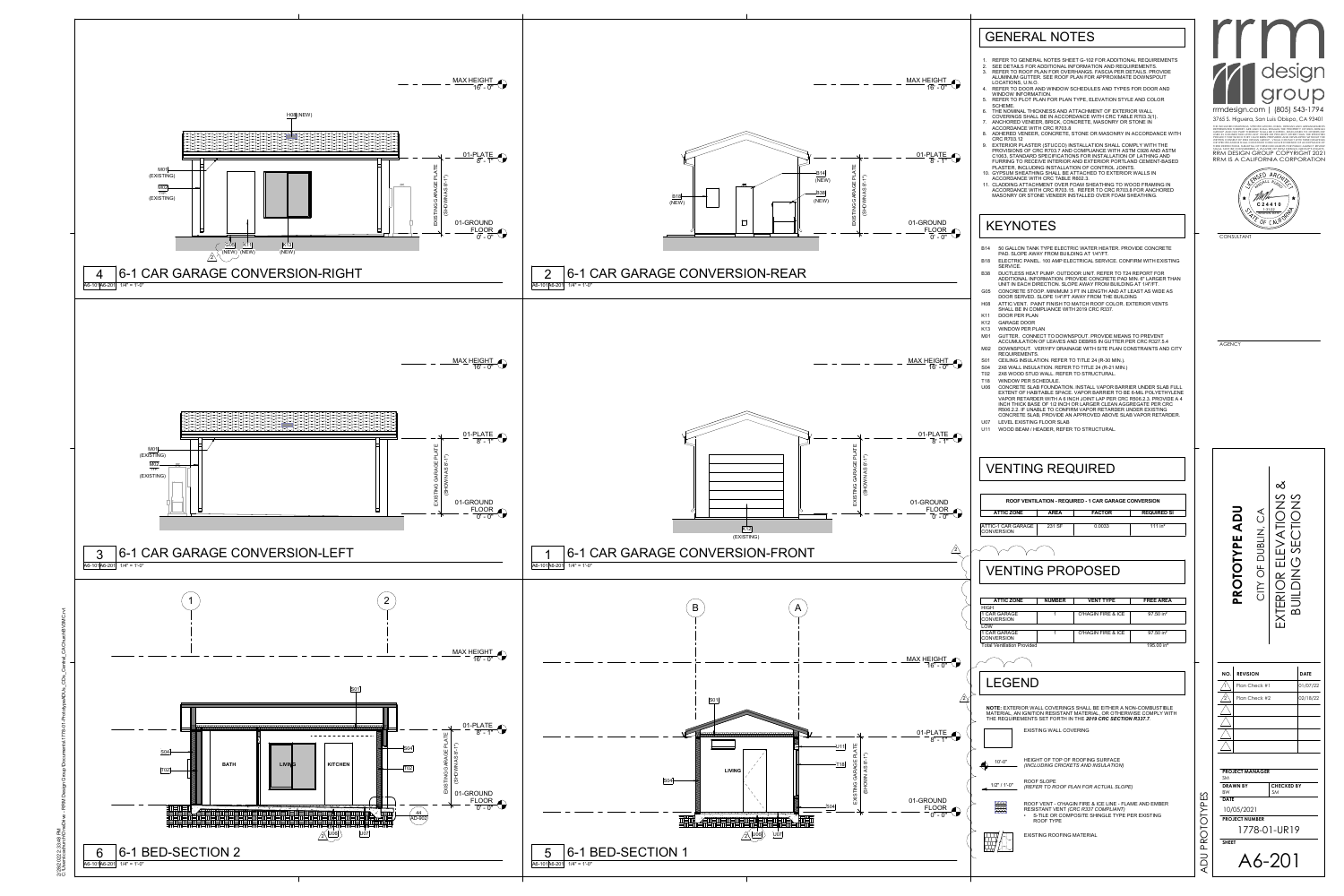# GENERAL NOTES

1. REFER TO GENERAL NOTES SHEET G-102 FOR ADDITIONAL REQUIREMENTS
2. SEE DETAILS FOR ADDITIONAL INFORMATION AND REQUIREMENTS.
3. REFER TO ROOF PLAN FOR OVERHANGS, FASCIA PER DETAILS. PROVIDE ALUMINUM GUTTER. SEE ROOF PLAN FOR APPROXIMATE DOWNSPOUT LOCATIONS, U.N.O.
4. REFER TO DOOR AND WINDOW SCHEDULES AND TYPES FOR DOOR AND WINDOW INFORMATION.
5. REFER TO PLOT PLAN FOR PLAN TYPE, ELEVATION STYLE AND COLOR SCHEME.
6. THE NOMINAL THICKNESS AND ATTACHMENT OF EXTERIOR WALL COVERINGS SHALL BE IN ACCORDANCE WITH CRC TABLE R703.3(1).
7. ANCHORED VENEER, BRICK, CONCRETE, MASONRY OR STONE IN ACCORDANCE WITH CRC R703.8
8. ADHERED VENEER, CONCRETE, STONE OR MASONRY IN ACCORDANCE WITH CRC R703.12
9. EXTERIOR PLASTER (STUCCO) INSTALLATION SHALL COMPLY WITH THE PROVISIONS OF CRC R703.7 AND COMPLIANCE WITH ASTM C926 AND ASTM C1063, STANDARD SPECIFICATIONS FOR INSTALLATION OF LATHING AND FURRING TO RECEIVE INTERIOR AND EXTERIOR PORTLAND CEMENT-BASED PLASTER, INCLUDING INSTALLATION OF CONTROL JOINTS.
10. GYPSUM SHEATHING SHALL BE ATTACHED TO EXTERIOR WALLS IN ACCORDANCE WITH CRC TABLE R602.3.
11. CLADDING ATTACHMENT OVER FOAM SHEATHING TO WOOD FRAMING IN ACCORDANCE WITH CRC R703.15. REFER TO CRC R703.8 FOR ANCHORED MASONRY OR STONE VENEER INSTALLED OVER FOAM SHEATHING.

# KEYNOTES

- B14 50 GALLON TANK TYPE ELECTRIC WATER HEATER. PROVIDE CONCRETE PAD. SLOPE AWAY FROM BUILDING AT 1/4"/FT.
- B18 ELECTRIC PANEL. 100 AMP ELECTRICAL SERVICE. CONFIRM WITH EXISTING SERVICE.
- B38 DUCTLESS HEAT PUMP, OUTDOOR UNIT. REFER TO T24 REPORT FOR ADDITIONAL INFORMATION. PROVIDE CONCRETE PAD MIN. 6" LARGER THAN UNIT IN EACH DIRECTION. SLOPE AWAY FROM BUILDING AT 1/4"/FT.
- G05 CONCRETE STOOP, MINIMUM 3 FT IN LENGTH AND AT LEAST AS WIDE AS DOOR SERVED. SLOPE 1/4"/FT AWAY FROM THE BUILDING
- H08 ATTIC VENT. PAINT FINISH TO MATCH ROOF COLOR. EXTERIOR VENTS SHALL BE IN COMPLIANCE WITH 2019 CRC R337.
- K11 DOOR PER PLAN
- K12 GARAGE DOOR
- K13 WINDOW PER PLAN
- M01 GUTTER. CONNECT TO DOWNSPOUT. PROVIDE MEANS TO PREVENT ACCUMULATION OF LEAVES AND DEBRIS IN GUTTER PER CRC R327.5.4
- M02 DOWNSPOUT. VERYIFY DRAINAGE WITH SITE PLAN CONSTRAINTS AND CITY REQUIREMENTS.
- S01 CEILING INSULATION. REFER TO TITLE 24 (R-30 MIN.)
- S04 2X6 WALL INSULATION. REFER TO TITLE 24 (R-21 MIN.)
- T02 2X6 WOOD STUD WALL. REFER TO STRUCTURAL.
- T18 WINDOW PER SCHEDULE.
- U06 CONCRETE SLAB FOUNDATION. INSTALL VAPOR BARRIER UNDER SLAB FULL EXTENT OF HABITABLE SPACE. VAPOR BARRIER TO BE 6-MIL POLYETHYLENE VAPOR RETARDER WITH A 6 INCH JOINT LAP PER CRC R506.2.3. PROVIDE A 4 INCH THICK BASE OF 1/2 INCH OR LARGER CLEAN AGGREGATE PER CRC R506.2.2. IF UNABLE TO CONFIRM VAPOR RETARDER UNDER EXISTING CONCRETE SLAB, PROVIDE AN APPROVED ABOVE SLAB VAPOR RETARDER.
- U07 LEVEL EXISTING FLOOR SLAB
- U11 WOOD BEAM / HEADER, REFER TO STRUCTURAL.

# VENTING REQUIRED

ROOF VENTILATION - REQUIRED - 1 CAR GARAGE CONVERSION

| ATTIC ZONE | AREA | FACTOR | REQUIRED SI |
|---|---|---|---|
| ATTIC-1 CAR GARAGE CONVERSION | 231 SF | 0.0033 | 111 in² |

# VENTING PROPOSED

| ATTIC ZONE | NUMBER | VENT TYPE | FREE AREA |
|---|---|---|---|
| HIGH | | | |
| 1 CAR GARAGE CONVERSION | 1 | O'HAGIN FIRE & ICE | 97.50 in² |
| LOW | | | |
| 1 CAR GARAGE CONVERSION | 1 | O'HAGIN FIRE & ICE | 97.50 in² |
| Total Ventilation Provided | | | 195.00 in² |

# LEGEND

**NOTE:** EXTERIOR WALL COVERINGS SHALL BE EITHER A NON-COMBUSTIBLE MATERIAL, AN IGNITION RESISTANT MATERIAL, OR OTHERWISE COMPLY WITH THE REQUIREMENTS SET FORTH IN THE *2019 CRC SECTION R337.7.*

- EXISTING WALL COVERING
- 10'-0" HEIGHT OF TOP OF ROOFING SURFACE *(INCLUDING CRICKETS AND INSULATION)*
- 1/2" / 1'-0" ROOF SLOPE *(REFER TO ROOF PLAN FOR ACTUAL SLOPE)*
- ROOF VENT - O'HAGIN FIRE & ICE LINE - FLAME AND EMBER RESISTANT VENT *(CRC R337 COMPLIANT)*
  - S-TILE OR COMPOSITE SHINGLE TYPE PER EXISTING ROOF TYPE
- EXISTING ROOFING MATERIAL

---

4 6-1 CAR GARAGE CONVERSION-RIGHT — 1/4" = 1'-0"

2 6-1 CAR GARAGE CONVERSION-REAR — 1/4" = 1'-0"

3 6-1 CAR GARAGE CONVERSION-LEFT — 1/4" = 1'-0"

1 6-1 CAR GARAGE CONVERSION-FRONT — 1/4" = 1'-0"

6 6-1 BED-SECTION 2 — 1/4" = 1'-0"

5 6-1 BED-SECTION 1 — 1/4" = 1'-0"

MAX HEIGHT 16' - 0"
01-PLATE 8' - 1"
01-GROUND FLOOR 0' - 0"
EXISTING GARAGE PLATE (SHOWN AS 8'-1")

---

rrm design group
rrmdesign.com | (805) 543-1794
3765 S. Higuera, San Luis Obispo, CA 93401

RRM DESIGN GROUP COPYRIGHT 2021
RRM IS A CALIFORNIA CORPORATION

LICENSED ARCHITECT C24410 STATE OF CALIFORNIA

CONSULTANT

AGENCY

**PROTOTYPE ADU**
CITY OF DUBLIN, CA
EXTERIOR ELEVATIONS & BUILDING SECTIONS

| NO. | REVISION | DATE |
|---|---|---|
| 1 | Plan Check #1 | 01/07/22 |
| 2 | Plan Check #2 | 02/18/22 |

PROJECT MANAGER: SM
DRAWN BY: BW
CHECKED BY: SM
DATE: 10/05/2021
PROJECT NUMBER: 1778-01-UR19
SHEET: A6-201

ADU PROTOTYPES